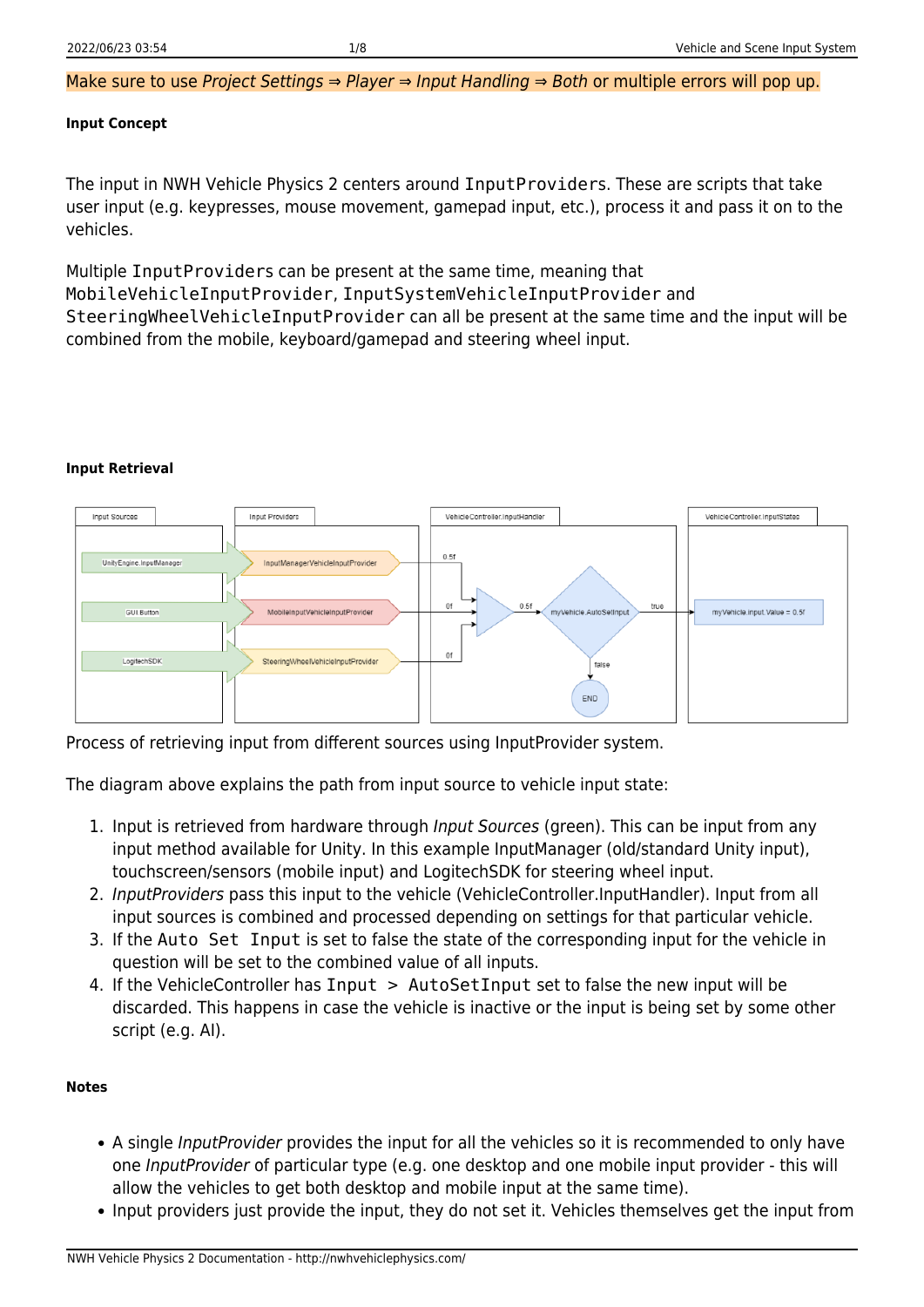Make sure to use *Project Settings ⇒ Player ⇒ Input Handling ⇒ Both* or multiple errors will pop up.

**Input Concept**

The input in NWH Vehicle Physics 2 centers around `InputProviders`. These are scripts that take user input (e.g. keypresses, mouse movement, gamepad input, etc.), process it and pass it on to the vehicles.

Multiple `InputProviders` can be present at the same time, meaning that `MobileVehicleInputProvider`, `InputSystemVehicleInputProvider` and `SteeringWheelVehicleInputProvider` can all be present at the same time and the input will be combined from the mobile, keyboard/gamepad and steering wheel input.

**Input Retrieval**

Process of retrieving input from different sources using InputProvider system.

The diagram above explains the path from input source to vehicle input state:

1. Input is retrieved from hardware through *Input Sources* (green). This can be input from any input method available for Unity. In this example InputManager (old/standard Unity input), touchscreen/sensors (mobile input) and LogitechSDK for steering wheel input.
2. *InputProviders* pass this input to the vehicle (VehicleController.InputHandler). Input from all input sources is combined and processed depending on settings for that particular vehicle.
3. If the `Auto Set Input` is set to false the state of the corresponding input for the vehicle in question will be set to the combined value of all inputs.
4. If the VehicleController has `Input > AutoSetInput` set to false the new input will be discarded. This happens in case the vehicle is inactive or the input is being set by some other script (e.g. AI).

**Notes**

- A single *InputProvider* provides the input for all the vehicles so it is recommended to only have one *InputProvider* of particular type (e.g. one desktop and one mobile input provider - this will allow the vehicles to get both desktop and mobile input at the same time).
- Input providers just provide the input, they do not set it. Vehicles themselves get the input from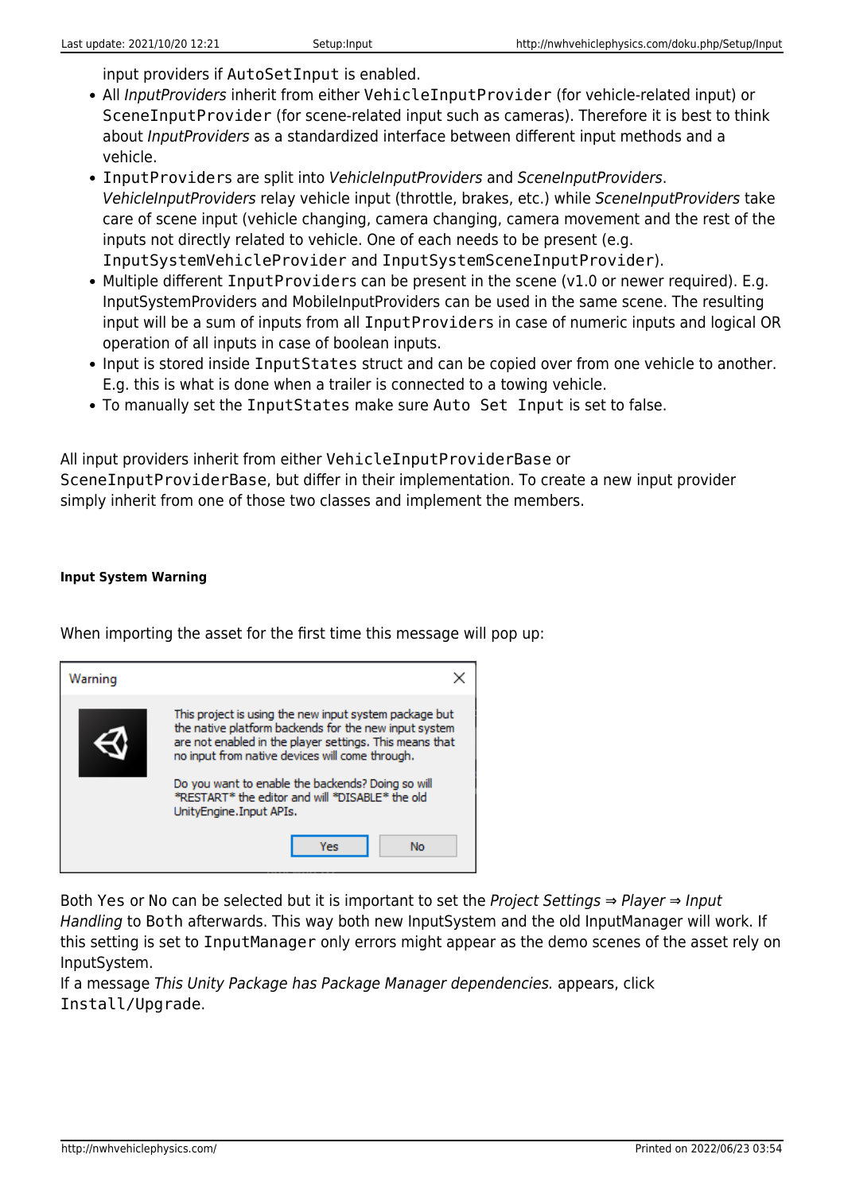input providers if `AutoSetInput` is enabled.

- All *InputProviders* inherit from either `VehicleInputProvider` (for vehicle-related input) or `SceneInputProvider` (for scene-related input such as cameras). Therefore it is best to think about *InputProviders* as a standardized interface between different input methods and a vehicle.
- `InputProviders` are split into *VehicleInputProviders* and *SceneInputProviders*. *VehicleInputProviders* relay vehicle input (throttle, brakes, etc.) while *SceneInputProviders* take care of scene input (vehicle changing, camera changing, camera movement and the rest of the inputs not directly related to vehicle. One of each needs to be present (e.g. `InputSystemVehicleProvider` and `InputSystemSceneInputProvider`).
- Multiple different `InputProviders` can be present in the scene (v1.0 or newer required). E.g. InputSystemProviders and MobileInputProviders can be used in the same scene. The resulting input will be a sum of inputs from all `InputProviders` in case of numeric inputs and logical OR operation of all inputs in case of boolean inputs.
- Input is stored inside `InputStates` struct and can be copied over from one vehicle to another. E.g. this is what is done when a trailer is connected to a towing vehicle.
- To manually set the `InputStates` make sure `Auto Set Input` is set to false.

All input providers inherit from either `VehicleInputProviderBase` or `SceneInputProviderBase`, but differ in their implementation. To create a new input provider simply inherit from one of those two classes and implement the members.

#### Input System Warning

When importing the asset for the first time this message will pop up:

Warning

This project is using the new input system package but the native platform backends for the new input system are not enabled in the player settings. This means that no input from native devices will come through.

Do you want to enable the backends? Doing so will *RESTART* the editor and will *DISABLE* the old UnityEngine.Input APIs.

Yes | No

Both `Yes` or `No` can be selected but it is important to set the *Project Settings ⇒ Player ⇒ Input Handling* to `Both` afterwards. This way both new InputSystem and the old InputManager will work. If this setting is set to `InputManager` only errors might appear as the demo scenes of the asset rely on InputSystem.
If a message *This Unity Package has Package Manager dependencies.* appears, click `Install/Upgrade`.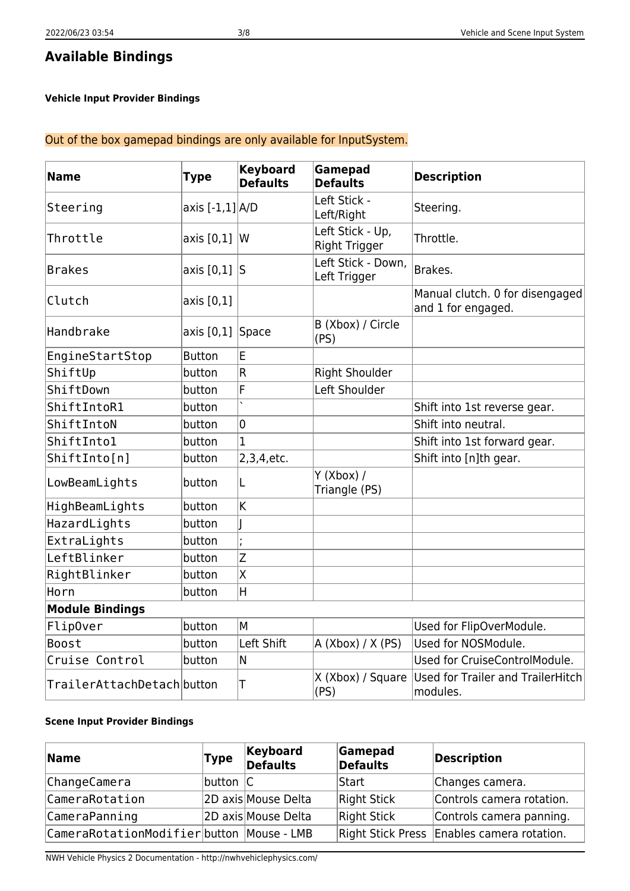## Available Bindings

#### Vehicle Input Provider Bindings

Out of the box gamepad bindings are only available for InputSystem.

| Name | Type | Keyboard Defaults | Gamepad Defaults | Description |
|---|---|---|---|---|
| `Steering` | axis [-1,1] | A/D | Left Stick - Left/Right | Steering. |
| `Throttle` | axis [0,1] | W | Left Stick - Up, Right Trigger | Throttle. |
| `Brakes` | axis [0,1] | S | Left Stick - Down, Left Trigger | Brakes. |
| `Clutch` | axis [0,1] | | | Manual clutch. 0 for disengaged and 1 for engaged. |
| `Handbrake` | axis [0,1] | Space | B (Xbox) / Circle (PS) | |
| `EngineStartStop` | Button | E | | |
| `ShiftUp` | button | R | Right Shoulder | |
| `ShiftDown` | button | F | Left Shoulder | |
| `ShiftIntoR1` | button | ` | | Shift into 1st reverse gear. |
| `ShiftIntoN` | button | 0 | | Shift into neutral. |
| `ShiftInto1` | button | 1 | | Shift into 1st forward gear. |
| `ShiftInto[n]` | button | 2,3,4,etc. | | Shift into [n]th gear. |
| `LowBeamLights` | button | L | Y (Xbox) / Triangle (PS) | |
| `HighBeamLights` | button | K | | |
| `HazardLights` | button | J | | |
| `ExtraLights` | button | ; | | |
| `LeftBlinker` | button | Z | | |
| `RightBlinker` | button | X | | |
| `Horn` | button | H | | |
| **Module Bindings** | | | | |
| `FlipOver` | button | M | | Used for FlipOverModule. |
| `Boost` | button | Left Shift | A (Xbox) / X (PS) | Used for NOSModule. |
| `Cruise Control` | button | N | | Used for CruiseControlModule. |
| `TrailerAttachDetach` | button | T | X (Xbox) / Square (PS) | Used for Trailer and TrailerHitch modules. |

#### Scene Input Provider Bindings

| Name | Type | Keyboard Defaults | Gamepad Defaults | Description |
|---|---|---|---|---|
| `ChangeCamera` | button | C | Start | Changes camera. |
| `CameraRotation` | 2D axis | Mouse Delta | Right Stick | Controls camera rotation. |
| `CameraPanning` | 2D axis | Mouse Delta | Right Stick | Controls camera panning. |
| `CameraRotationModifier` | button | Mouse - LMB | Right Stick Press | Enables camera rotation. |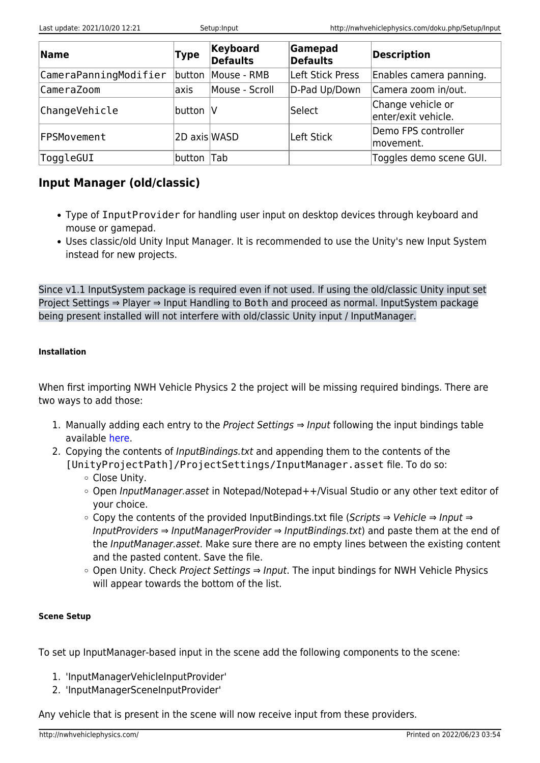| Name | Type | Keyboard Defaults | Gamepad Defaults | Description |
|---|---|---|---|---|
| CameraPanningModifier | button | Mouse - RMB | Left Stick Press | Enables camera panning. |
| CameraZoom | axis | Mouse - Scroll | D-Pad Up/Down | Camera zoom in/out. |
| ChangeVehicle | button | V | Select | Change vehicle or enter/exit vehicle. |
| FPSMovement | 2D axis | WASD | Left Stick | Demo FPS controller movement. |
| ToggleGUI | button | Tab | | Toggles demo scene GUI. |

## Input Manager (old/classic)

- Type of `InputProvider` for handling user input on desktop devices through keyboard and mouse or gamepad.
- Uses classic/old Unity Input Manager. It is recommended to use the Unity's new Input System instead for new projects.

Since v1.1 InputSystem package is required even if not used. If using the old/classic Unity input set Project Settings ⇒ Player ⇒ Input Handling to `Both` and proceed as normal. InputSystem package being present installed will not interfere with old/classic Unity input / InputManager.

##### Installation

When first importing NWH Vehicle Physics 2 the project will be missing required bindings. There are two ways to add those:

1. Manually adding each entry to the *Project Settings* ⇒ *Input* following the input bindings table available here.
2. Copying the contents of *InputBindings.txt* and appending them to the contents of the `[UnityProjectPath]/ProjectSettings/InputManager.asset` file. To do so:
   - Close Unity.
   - Open *InputManager.asset* in Notepad/Notepad++/Visual Studio or any other text editor of your choice.
   - Copy the contents of the provided InputBindings.txt file (*Scripts* ⇒ *Vehicle* ⇒ *Input* ⇒ *InputProviders* ⇒ *InputManagerProvider* ⇒ *InputBindings.txt*) and paste them at the end of the *InputManager.asset*. Make sure there are no empty lines between the existing content and the pasted content. Save the file.
   - Open Unity. Check *Project Settings* ⇒ *Input*. The input bindings for NWH Vehicle Physics will appear towards the bottom of the list.

##### Scene Setup

To set up InputManager-based input in the scene add the following components to the scene:

1. 'InputManagerVehicleInputProvider'
2. 'InputManagerSceneInputProvider'

Any vehicle that is present in the scene will now receive input from these providers.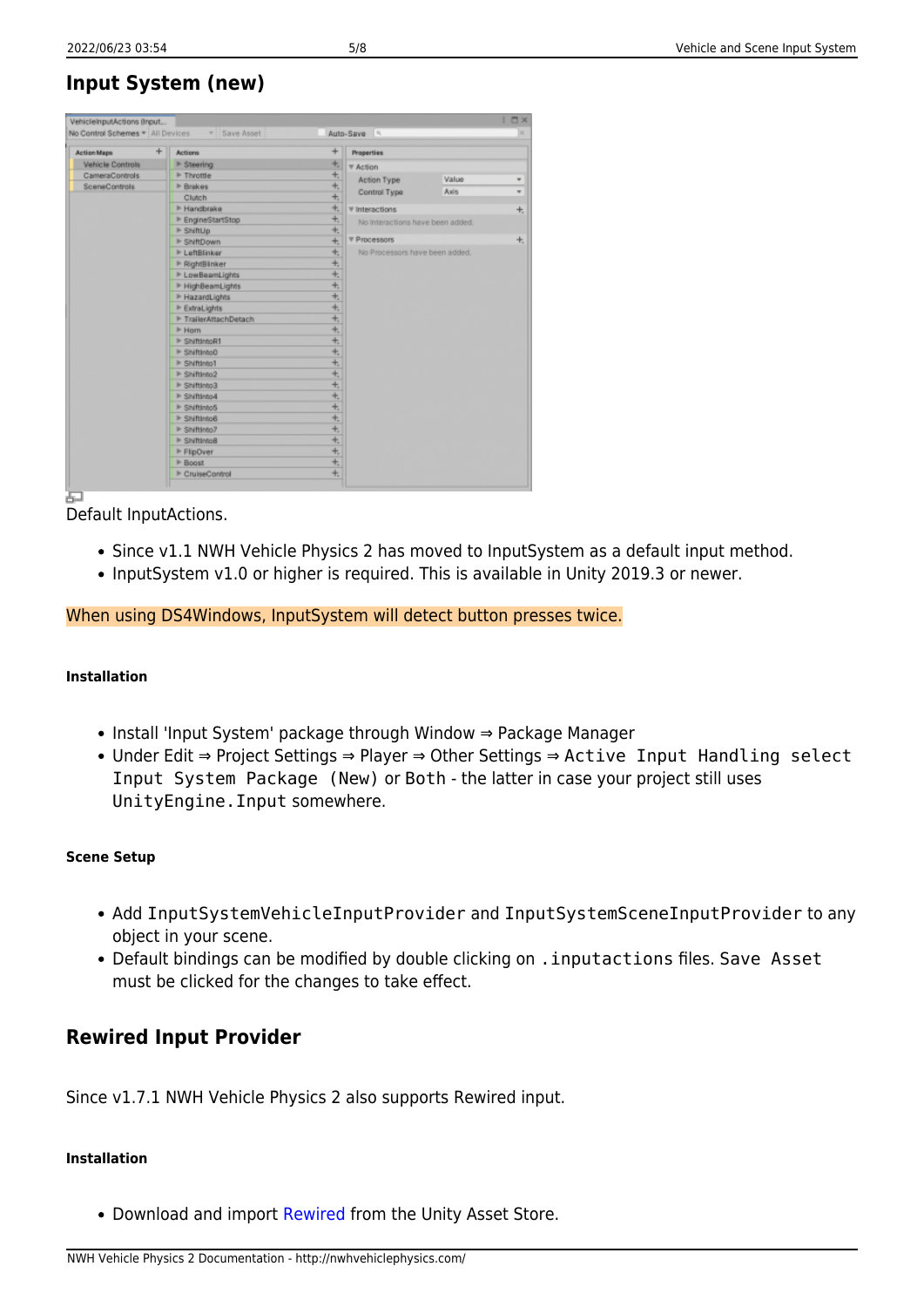## Input System (new)

Default InputActions.

- Since v1.1 NWH Vehicle Physics 2 has moved to InputSystem as a default input method.
- InputSystem v1.0 or higher is required. This is available in Unity 2019.3 or newer.

When using DS4Windows, InputSystem will detect button presses twice.

#### Installation

- Install 'Input System' package through Window ⇒ Package Manager
- Under Edit ⇒ Project Settings ⇒ Player ⇒ Other Settings ⇒ `Active Input Handling select Input System Package (New)` or `Both` - the latter in case your project still uses `UnityEngine.Input` somewhere.

#### Scene Setup

- Add `InputSystemVehicleInputProvider` and `InputSystemSceneInputProvider` to any object in your scene.
- Default bindings can be modified by double clicking on `.inputactions` files. `Save Asset` must be clicked for the changes to take effect.

## Rewired Input Provider

Since v1.7.1 NWH Vehicle Physics 2 also supports Rewired input.

#### Installation

- Download and import Rewired from the Unity Asset Store.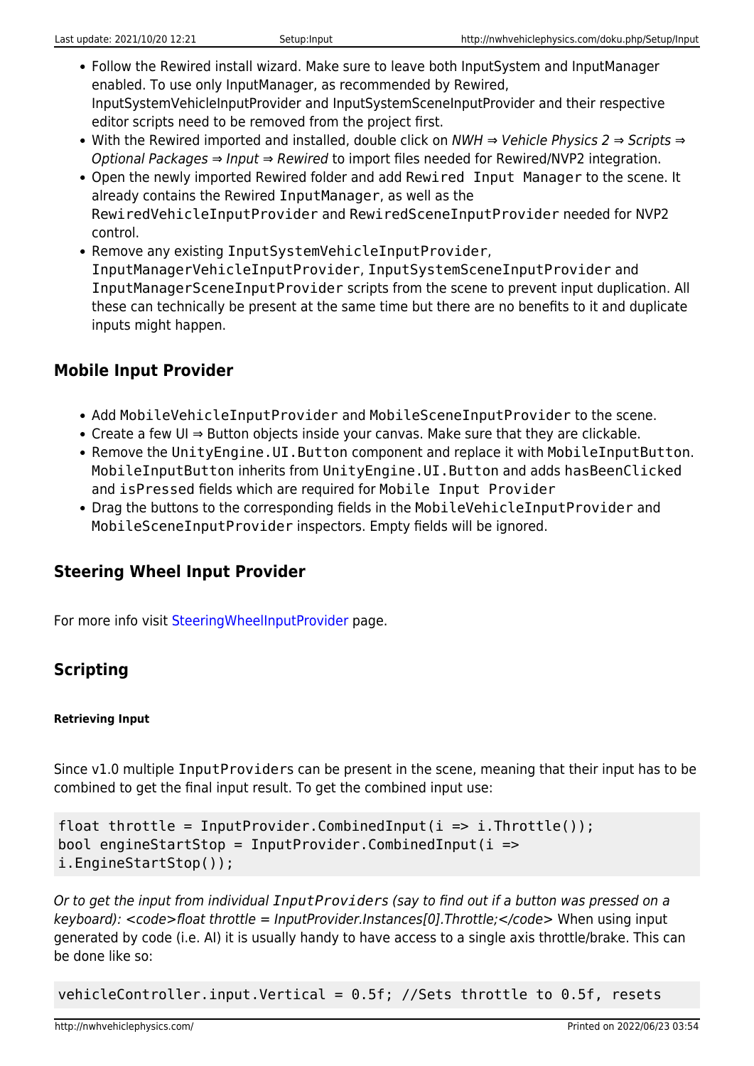- Follow the Rewired install wizard. Make sure to leave both InputSystem and InputManager enabled. To use only InputManager, as recommended by Rewired, InputSystemVehicleInputProvider and InputSystemSceneInputProvider and their respective editor scripts need to be removed from the project first.
- With the Rewired imported and installed, double click on *NWH ⇒ Vehicle Physics 2 ⇒ Scripts ⇒ Optional Packages ⇒ Input ⇒ Rewired* to import files needed for Rewired/NVP2 integration.
- Open the newly imported Rewired folder and add `Rewired Input Manager` to the scene. It already contains the Rewired `InputManager`, as well as the `RewiredVehicleInputProvider` and `RewiredSceneInputProvider` needed for NVP2 control.
- Remove any existing `InputSystemVehicleInputProvider`, `InputManagerVehicleInputProvider`, `InputSystemSceneInputProvider` and `InputManagerSceneInputProvider` scripts from the scene to prevent input duplication. All these can technically be present at the same time but there are no benefits to it and duplicate inputs might happen.

## Mobile Input Provider

- Add `MobileVehicleInputProvider` and `MobileSceneInputProvider` to the scene.
- Create a few UI ⇒ Button objects inside your canvas. Make sure that they are clickable.
- Remove the `UnityEngine.UI.Button` component and replace it with `MobileInputButton`. `MobileInputButton` inherits from `UnityEngine.UI.Button` and adds `hasBeenClicked` and `isPressed` fields which are required for `Mobile Input Provider`
- Drag the buttons to the corresponding fields in the `MobileVehicleInputProvider` and `MobileSceneInputProvider` inspectors. Empty fields will be ignored.

## Steering Wheel Input Provider

For more info visit SteeringWheelInputProvider page.

## Scripting

#### Retrieving Input

Since v1.0 multiple `InputProviders` can be present in the scene, meaning that their input has to be combined to get the final input result. To get the combined input use:

```
float throttle = InputProvider.CombinedInput(i => i.Throttle());
bool engineStartStop = InputProvider.CombinedInput(i =>
i.EngineStartStop());
```

*Or to get the input from individual `InputProviders` (say to find out if a button was pressed on a keyboard): <code>float throttle = InputProvider.Instances[0].Throttle;</code>* When using input generated by code (i.e. AI) it is usually handy to have access to a single axis throttle/brake. This can be done like so:

```
vehicleController.input.Vertical = 0.5f; //Sets throttle to 0.5f, resets
```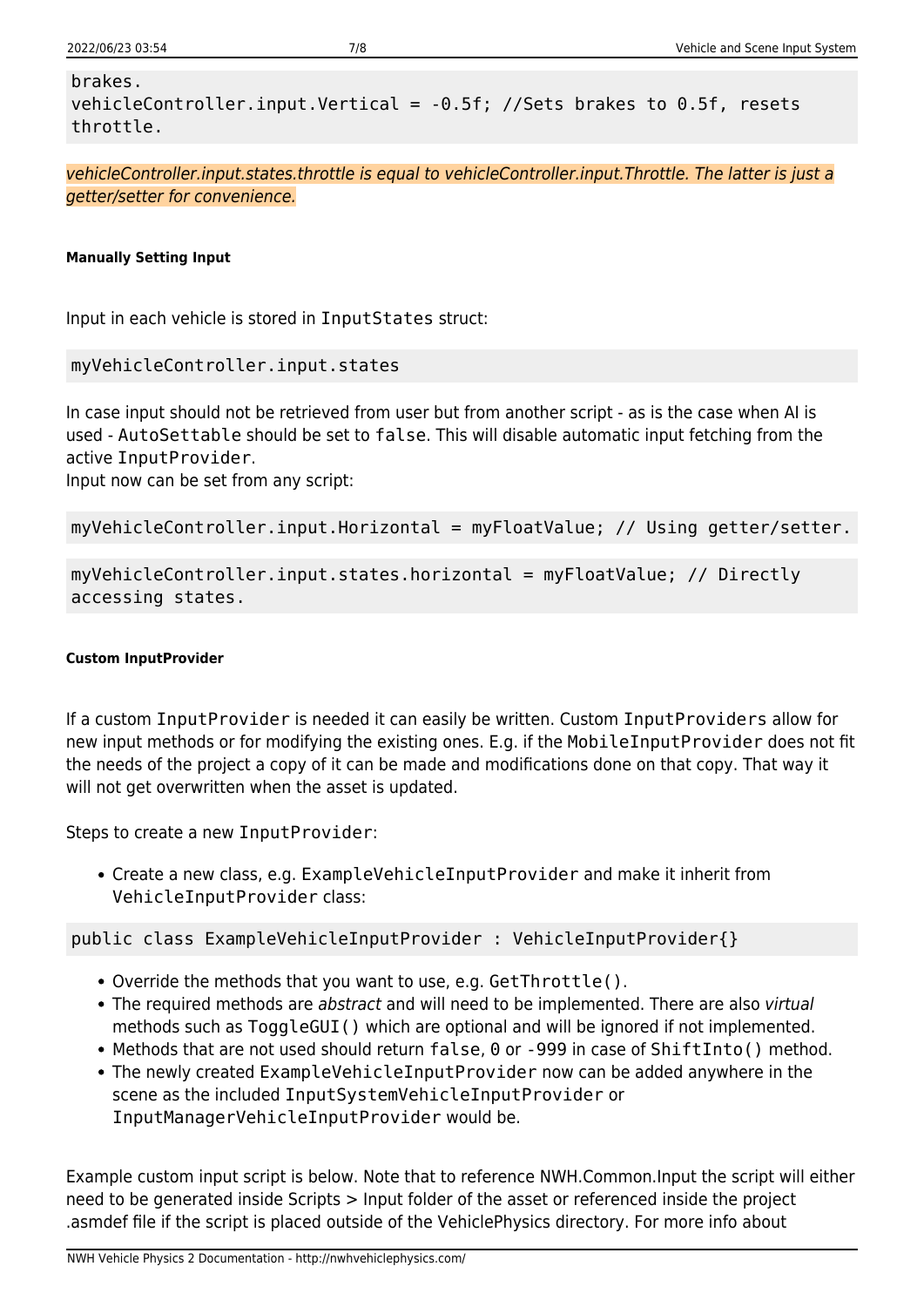```
brakes.
vehicleController.input.Vertical = -0.5f; //Sets brakes to 0.5f, resets throttle.
```

*vehicleController.input.states.throttle is equal to vehicleController.input.Throttle. The latter is just a getter/setter for convenience.*

##### Manually Setting Input

Input in each vehicle is stored in `InputStates` struct:

```
myVehicleController.input.states
```

In case input should not be retrieved from user but from another script - as is the case when AI is used - `AutoSettable` should be set to `false`. This will disable automatic input fetching from the active `InputProvider`.
Input now can be set from any script:

```
myVehicleController.input.Horizontal = myFloatValue; // Using getter/setter.
```

```
myVehicleController.input.states.horizontal = myFloatValue; // Directly accessing states.
```

##### Custom InputProvider

If a custom `InputProvider` is needed it can easily be written. Custom `InputProviders` allow for new input methods or for modifying the existing ones. E.g. if the `MobileInputProvider` does not fit the needs of the project a copy of it can be made and modifications done on that copy. That way it will not get overwritten when the asset is updated.

Steps to create a new `InputProvider`:

- Create a new class, e.g. `ExampleVehicleInputProvider` and make it inherit from `VehicleInputProvider` class:

```
public class ExampleVehicleInputProvider : VehicleInputProvider{}
```

- Override the methods that you want to use, e.g. `GetThrottle()`.
- The required methods are *abstract* and will need to be implemented. There are also *virtual* methods such as `ToggleGUI()` which are optional and will be ignored if not implemented.
- Methods that are not used should return `false`, `0` or `-999` in case of `ShiftInto()` method.
- The newly created `ExampleVehicleInputProvider` now can be added anywhere in the scene as the included `InputSystemVehicleInputProvider` or `InputManagerVehicleInputProvider` would be.

Example custom input script is below. Note that to reference NWH.Common.Input the script will either need to be generated inside Scripts > Input folder of the asset or referenced inside the project .asmdef file if the script is placed outside of the VehiclePhysics directory. For more info about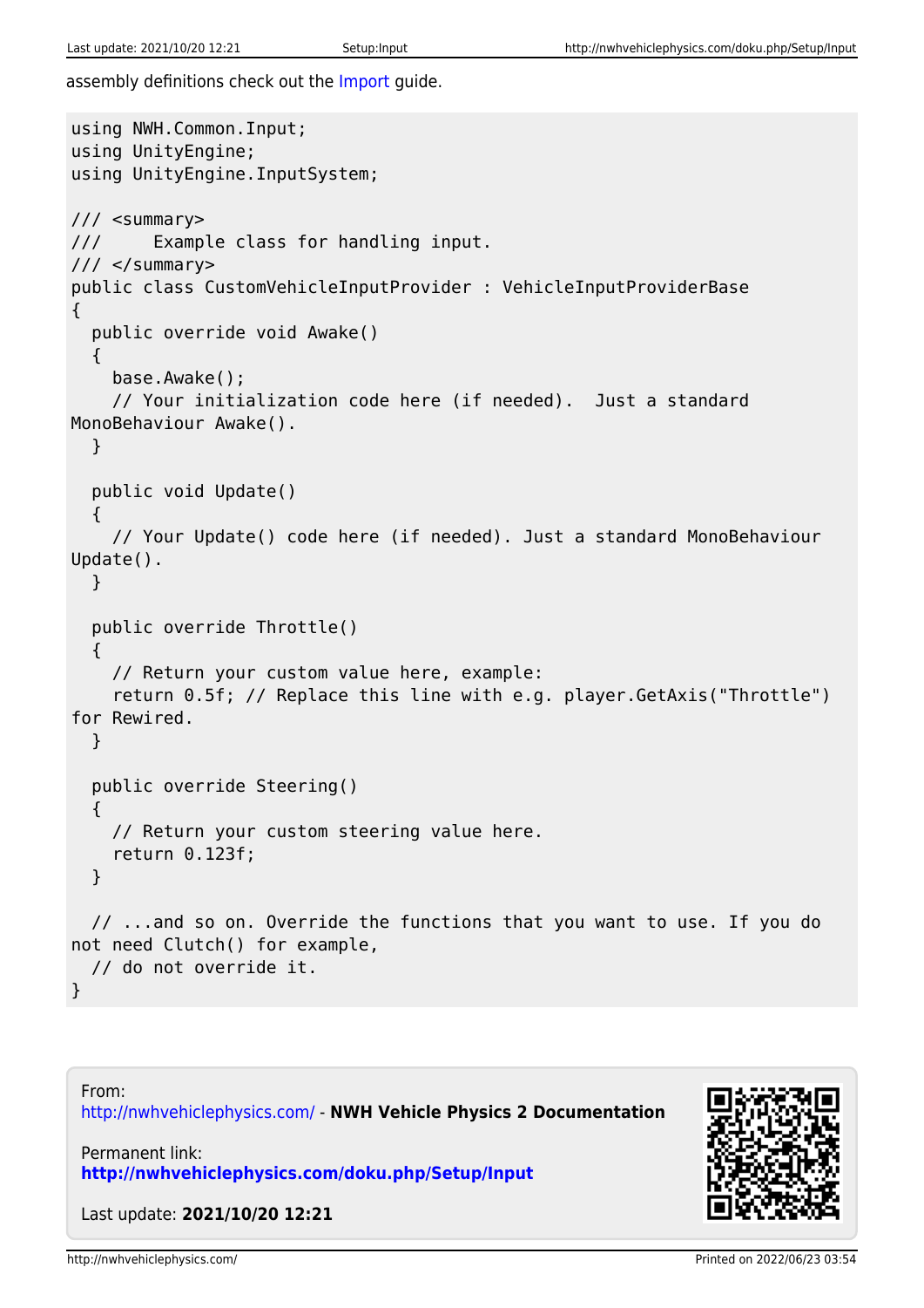assembly definitions check out the Import guide.

```
using NWH.Common.Input;
using UnityEngine;
using UnityEngine.InputSystem;

/// <summary>
///     Example class for handling input.
/// </summary>
public class CustomVehicleInputProvider : VehicleInputProviderBase
{
  public override void Awake()
  {
    base.Awake();
    // Your initialization code here (if needed).  Just a standard
MonoBehaviour Awake().
  }

  public void Update()
  {
    // Your Update() code here (if needed). Just a standard MonoBehaviour
Update().
  }

  public override Throttle()
  {
    // Return your custom value here, example:
    return 0.5f; // Replace this line with e.g. player.GetAxis("Throttle")
for Rewired.
  }

  public override Steering()
  {
    // Return your custom steering value here.
    return 0.123f;
  }

  // ...and so on. Override the functions that you want to use. If you do
not need Clutch() for example,
  // do not override it.
}
```

From:
http://nwhvehiclephysics.com/ - **NWH Vehicle Physics 2 Documentation**

Permanent link:
**http://nwhvehiclephysics.com/doku.php/Setup/Input**

Last update: **2021/10/20 12:21**